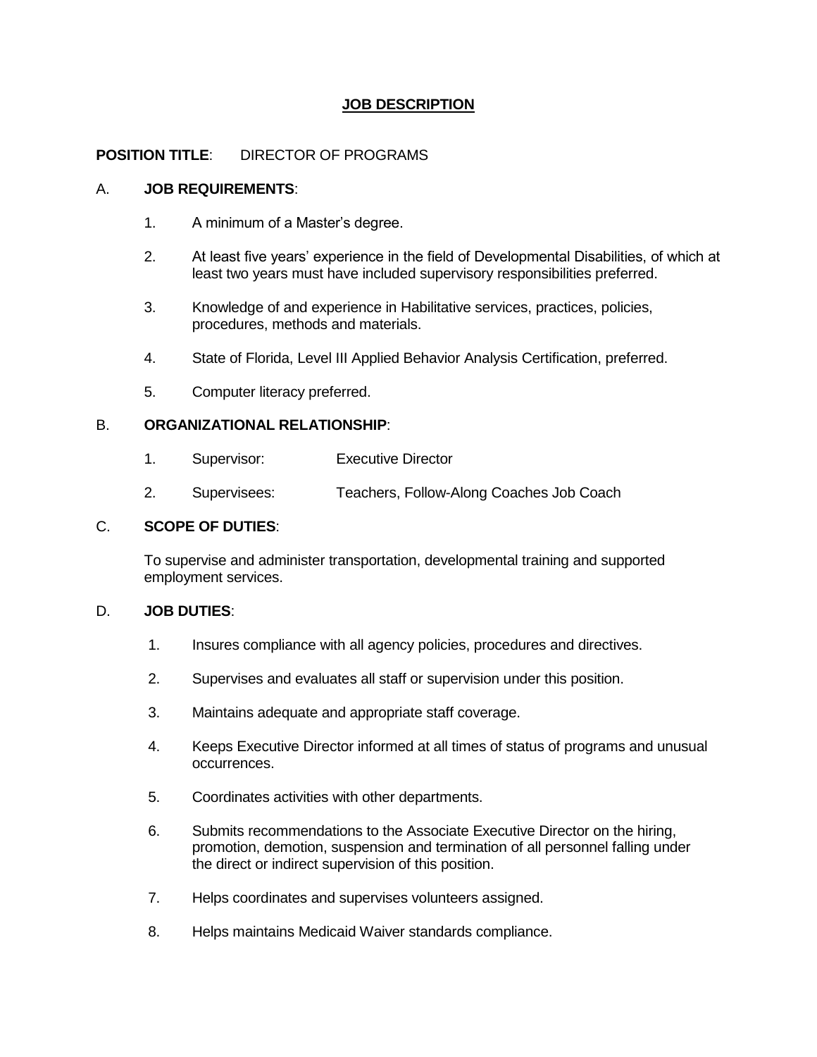# JOB DESCRIPTION

**POSITION TITLE**: DIRECTOR OF PROGRAMS

A. **JOB REQUIREMENTS**:

1. A minimum of a Master's degree.
2. At least five years' experience in the field of Developmental Disabilities, of which at least two years must have included supervisory responsibilities preferred.
3. Knowledge of and experience in Habilitative services, practices, policies, procedures, methods and materials.
4. State of Florida, Level III Applied Behavior Analysis Certification, preferred.
5. Computer literacy preferred.

B. **ORGANIZATIONAL RELATIONSHIP**:

1. Supervisor: Executive Director
2. Supervisees: Teachers, Follow-Along Coaches Job Coach

C. **SCOPE OF DUTIES**:

To supervise and administer transportation, developmental training and supported employment services.

D. **JOB DUTIES**:

1. Insures compliance with all agency policies, procedures and directives.
2. Supervises and evaluates all staff or supervision under this position.
3. Maintains adequate and appropriate staff coverage.
4. Keeps Executive Director informed at all times of status of programs and unusual occurrences.
5. Coordinates activities with other departments.
6. Submits recommendations to the Associate Executive Director on the hiring, promotion, demotion, suspension and termination of all personnel falling under the direct or indirect supervision of this position.
7. Helps coordinates and supervises volunteers assigned.
8. Helps maintains Medicaid Waiver standards compliance.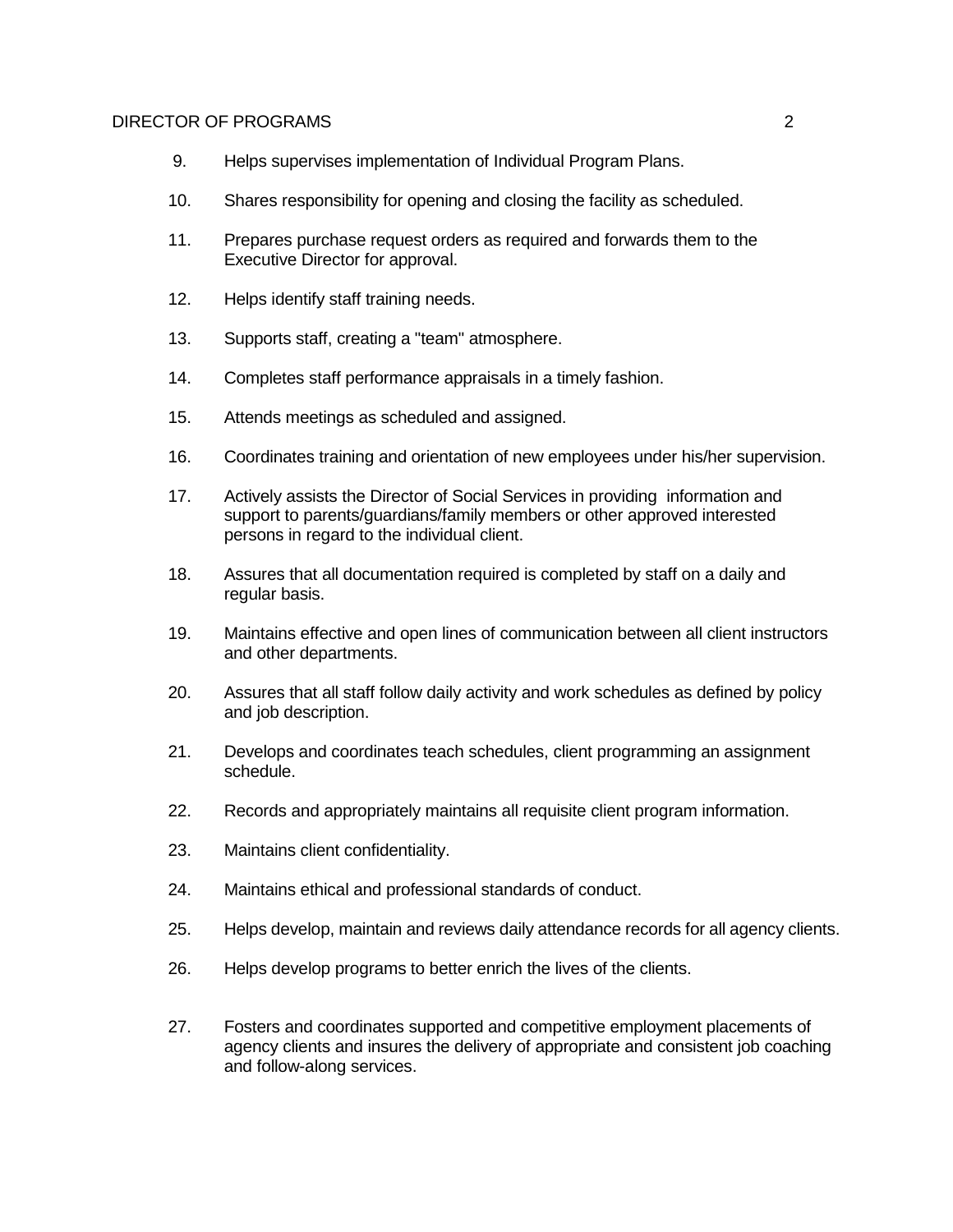9. Helps supervises implementation of Individual Program Plans.

10. Shares responsibility for opening and closing the facility as scheduled.

11. Prepares purchase request orders as required and forwards them to the Executive Director for approval.

12. Helps identify staff training needs.

13. Supports staff, creating a "team" atmosphere.

14. Completes staff performance appraisals in a timely fashion.

15. Attends meetings as scheduled and assigned.

16. Coordinates training and orientation of new employees under his/her supervision.

17. Actively assists the Director of Social Services in providing information and support to parents/guardians/family members or other approved interested persons in regard to the individual client.

18. Assures that all documentation required is completed by staff on a daily and regular basis.

19. Maintains effective and open lines of communication between all client instructors and other departments.

20. Assures that all staff follow daily activity and work schedules as defined by policy and job description.

21. Develops and coordinates teach schedules, client programming an assignment schedule.

22. Records and appropriately maintains all requisite client program information.

23. Maintains client confidentiality.

24. Maintains ethical and professional standards of conduct.

25. Helps develop, maintain and reviews daily attendance records for all agency clients.

26. Helps develop programs to better enrich the lives of the clients.

27. Fosters and coordinates supported and competitive employment placements of agency clients and insures the delivery of appropriate and consistent job coaching and follow-along services.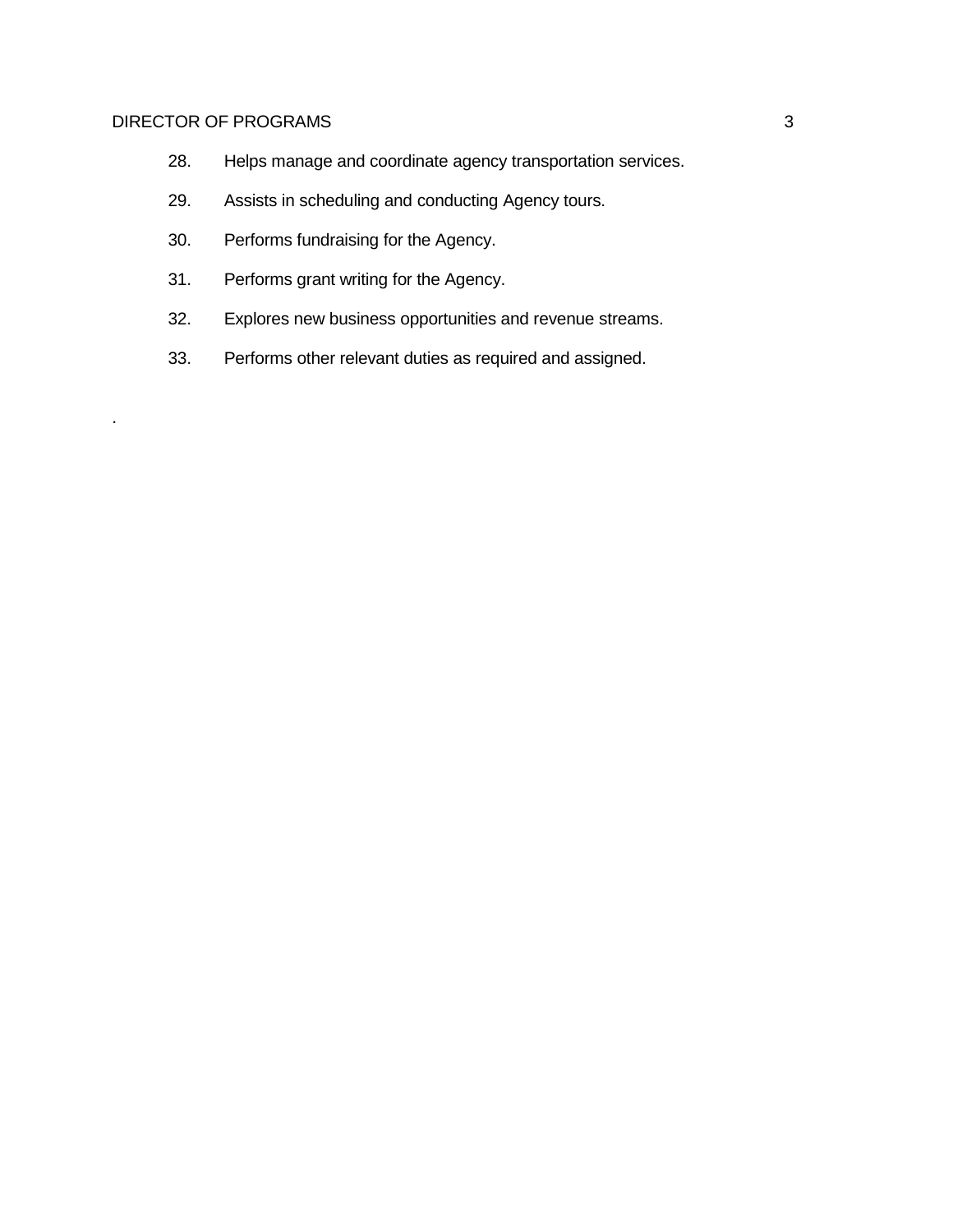28. Helps manage and coordinate agency transportation services.
29. Assists in scheduling and conducting Agency tours.
30. Performs fundraising for the Agency.
31. Performs grant writing for the Agency.
32. Explores new business opportunities and revenue streams.
33. Performs other relevant duties as required and assigned.

.